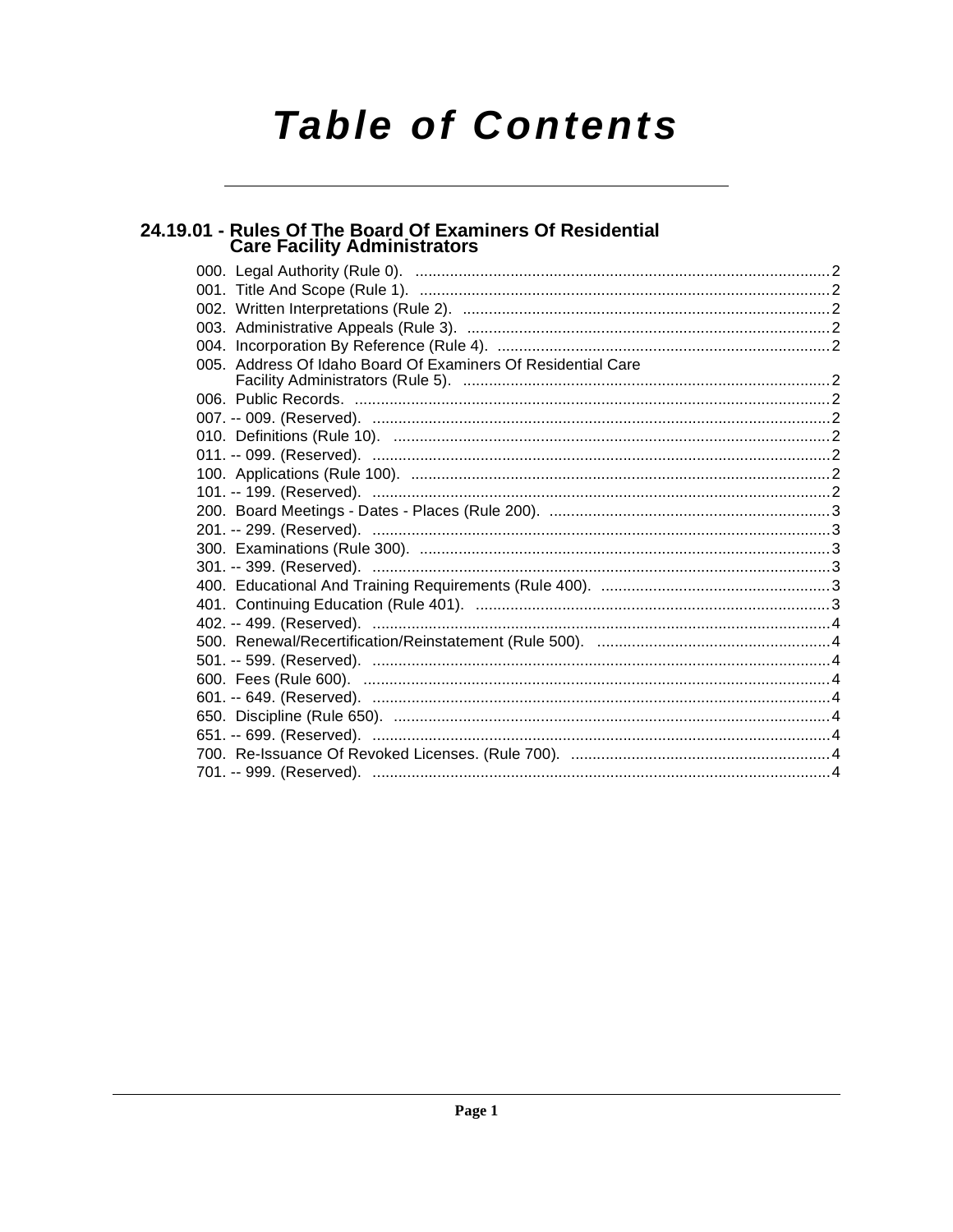# Table of Contents

## 24.19.01 - Rules Of The Board Of Examiners Of Residential Care Facility Administrators

000. Legal Authority (Rule 0). ....................................................................................................2
001. Title And Scope (Rule 1). ....................................................................................................2
002. Written Interpretations (Rule 2). ....................................................................................2
003. Administrative Appeals (Rule 3). ....................................................................................2
004. Incorporation By Reference (Rule 4). ............................................................................2
005. Address Of Idaho Board Of Examiners Of Residential Care Facility Administrators (Rule 5). ....................................................................................2
006. Public Records. ....................................................................................................................2
007. -- 009. (Reserved). ..............................................................................................................2
010. Definitions (Rule 10). ........................................................................................................2
011. -- 099. (Reserved). ..............................................................................................................2
100. Applications (Rule 100). ....................................................................................................2
101. -- 199. (Reserved). ..............................................................................................................2
200. Board Meetings - Dates - Places (Rule 200). ................................................................3
201. -- 299. (Reserved). ..............................................................................................................3
300. Examinations (Rule 300). ..................................................................................................3
301. -- 399. (Reserved). ..............................................................................................................3
400. Educational And Training Requirements (Rule 400). ....................................................3
401. Continuing Education (Rule 401). ....................................................................................3
402. -- 499. (Reserved). ..............................................................................................................4
500. Renewal/Recertification/Reinstatement (Rule 500). ......................................................4
501. -- 599. (Reserved). ..............................................................................................................4
600. Fees (Rule 600). ..................................................................................................................4
601. -- 649. (Reserved). ..............................................................................................................4
650. Discipline (Rule 650). ........................................................................................................4
651. -- 699. (Reserved). ..............................................................................................................4
700. Re-Issuance Of Revoked Licenses. (Rule 700). ..............................................................4
701. -- 999. (Reserved). ..............................................................................................................4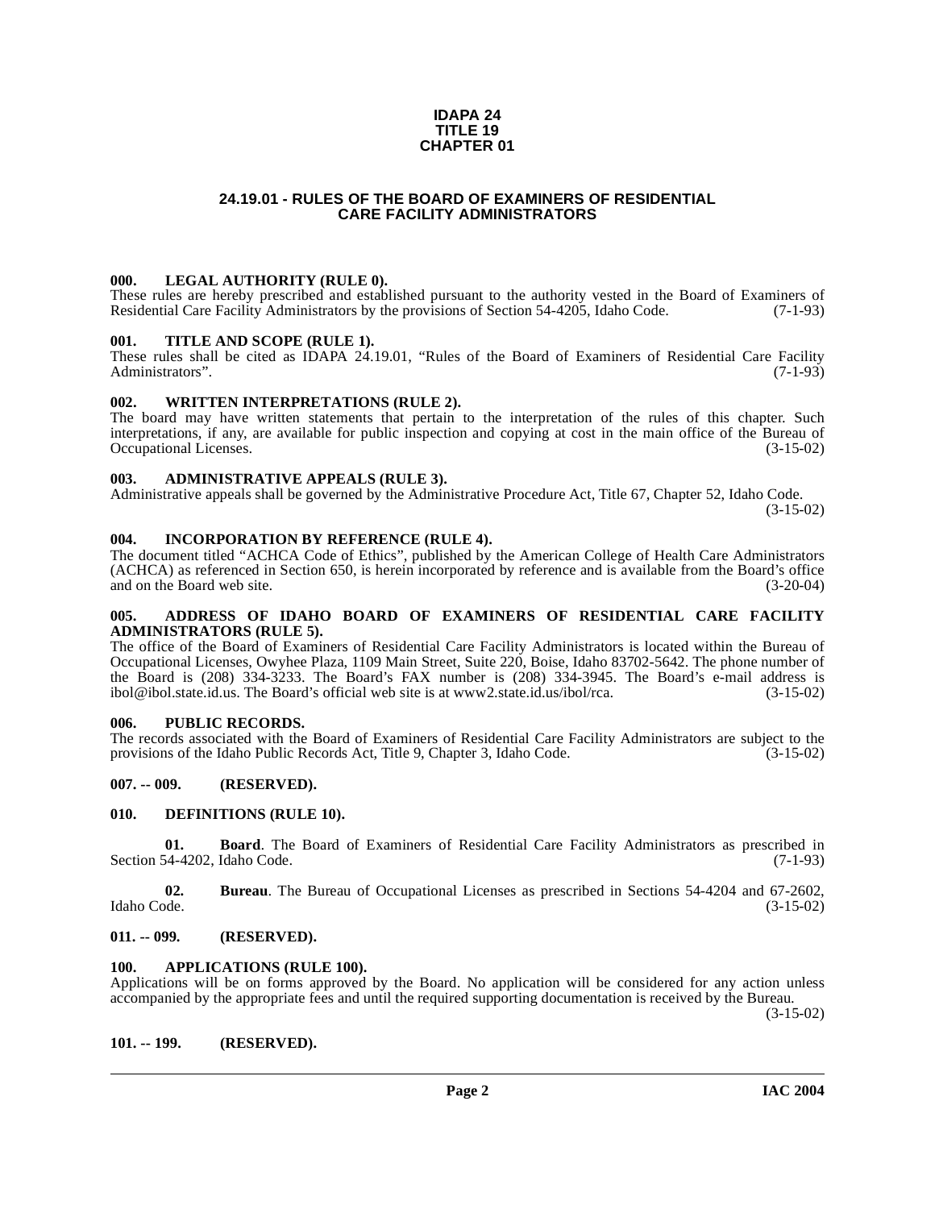**IDAPA 24**
**TITLE 19**
**CHAPTER 01**

# 24.19.01 - RULES OF THE BOARD OF EXAMINERS OF RESIDENTIAL CARE FACILITY ADMINISTRATORS

### 000. LEGAL AUTHORITY (RULE 0).

These rules are hereby prescribed and established pursuant to the authority vested in the Board of Examiners of Residential Care Facility Administrators by the provisions of Section 54-4205, Idaho Code. (7-1-93)

### 001. TITLE AND SCOPE (RULE 1).

These rules shall be cited as IDAPA 24.19.01, "Rules of the Board of Examiners of Residential Care Facility Administrators". (7-1-93)

### 002. WRITTEN INTERPRETATIONS (RULE 2).

The board may have written statements that pertain to the interpretation of the rules of this chapter. Such interpretations, if any, are available for public inspection and copying at cost in the main office of the Bureau of Occupational Licenses. (3-15-02)

### 003. ADMINISTRATIVE APPEALS (RULE 3).

Administrative appeals shall be governed by the Administrative Procedure Act, Title 67, Chapter 52, Idaho Code. (3-15-02)

### 004. INCORPORATION BY REFERENCE (RULE 4).

The document titled "ACHCA Code of Ethics", published by the American College of Health Care Administrators (ACHCA) as referenced in Section 650, is herein incorporated by reference and is available from the Board's office and on the Board web site. (3-20-04)

### 005. ADDRESS OF IDAHO BOARD OF EXAMINERS OF RESIDENTIAL CARE FACILITY ADMINISTRATORS (RULE 5).

The office of the Board of Examiners of Residential Care Facility Administrators is located within the Bureau of Occupational Licenses, Owyhee Plaza, 1109 Main Street, Suite 220, Boise, Idaho 83702-5642. The phone number of the Board is (208) 334-3233. The Board's FAX number is (208) 334-3945. The Board's e-mail address is ibol@ibol.state.id.us. The Board's official web site is at www2.state.id.us/ibol/rca. (3-15-02)

### 006. PUBLIC RECORDS.

The records associated with the Board of Examiners of Residential Care Facility Administrators are subject to the provisions of the Idaho Public Records Act, Title 9, Chapter 3, Idaho Code. (3-15-02)

### 007. -- 009. (RESERVED).

### 010. DEFINITIONS (RULE 10).

**01. Board**. The Board of Examiners of Residential Care Facility Administrators as prescribed in Section 54-4202, Idaho Code. (7-1-93)

**02. Bureau**. The Bureau of Occupational Licenses as prescribed in Sections 54-4204 and 67-2602, Idaho Code. (3-15-02)

### 011. -- 099. (RESERVED).

### 100. APPLICATIONS (RULE 100).

Applications will be on forms approved by the Board. No application will be considered for any action unless accompanied by the appropriate fees and until the required supporting documentation is received by the Bureau. (3-15-02)

### 101. -- 199. (RESERVED).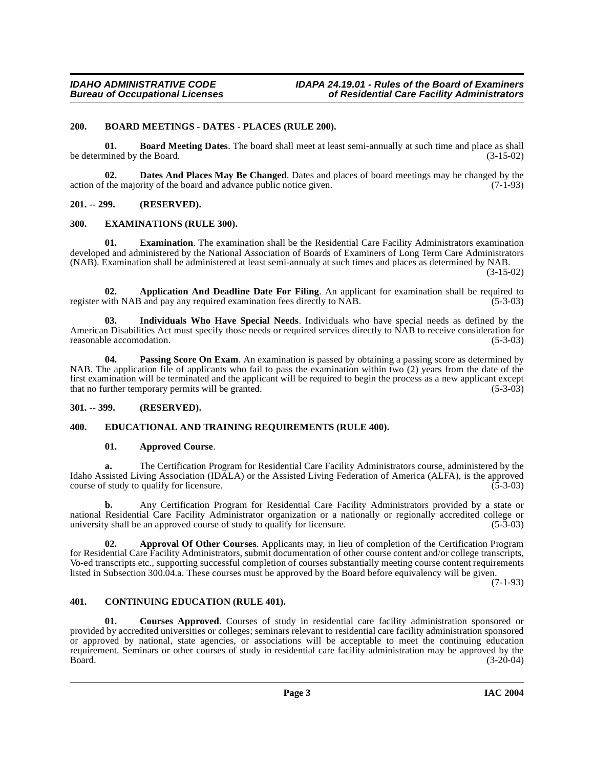### 200. BOARD MEETINGS - DATES - PLACES (RULE 200).

**01. Board Meeting Dates**. The board shall meet at least semi-annually at such time and place as shall be determined by the Board. (3-15-02)

**02. Dates And Places May Be Changed**. Dates and places of board meetings may be changed by the action of the majority of the board and advance public notice given. (7-1-93)

### 201. -- 299. (RESERVED).

### 300. EXAMINATIONS (RULE 300).

**01. Examination**. The examination shall be the Residential Care Facility Administrators examination developed and administered by the National Association of Boards of Examiners of Long Term Care Administrators (NAB). Examination shall be administered at least semi-annualy at such times and places as determined by NAB. (3-15-02)

**02. Application And Deadline Date For Filing**. An applicant for examination shall be required to register with NAB and pay any required examination fees directly to NAB. (5-3-03)

**03. Individuals Who Have Special Needs**. Individuals who have special needs as defined by the American Disabilities Act must specify those needs or required services directly to NAB to receive consideration for reasonable accomodation. (5-3-03)

**04. Passing Score On Exam**. An examination is passed by obtaining a passing score as determined by NAB. The application file of applicants who fail to pass the examination within two (2) years from the date of the first examination will be terminated and the applicant will be required to begin the process as a new applicant except that no further temporary permits will be granted. (5-3-03)

### 301. -- 399. (RESERVED).

### 400. EDUCATIONAL AND TRAINING REQUIREMENTS (RULE 400).

**01. Approved Course**.

**a.** The Certification Program for Residential Care Facility Administrators course, administered by the Idaho Assisted Living Association (IDALA) or the Assisted Living Federation of America (ALFA), is the approved course of study to qualify for licensure. (5-3-03)

**b.** Any Certification Program for Residential Care Facility Administrators provided by a state or national Residential Care Facility Administrator organization or a nationally or regionally accredited college or university shall be an approved course of study to qualify for licensure. (5-3-03)

**02. Approval Of Other Courses**. Applicants may, in lieu of completion of the Certification Program for Residential Care Facility Administrators, submit documentation of other course content and/or college transcripts, Vo-ed transcripts etc., supporting successful completion of courses substantially meeting course content requirements listed in Subsection 300.04.a. These courses must be approved by the Board before equivalency will be given. (7-1-93)

### 401. CONTINUING EDUCATION (RULE 401).

**01. Courses Approved**. Courses of study in residential care facility administration sponsored or provided by accredited universities or colleges; seminars relevant to residential care facility administration sponsored or approved by national, state agencies, or associations will be acceptable to meet the continuing education requirement. Seminars or other courses of study in residential care facility administration may be approved by the Board. (3-20-04)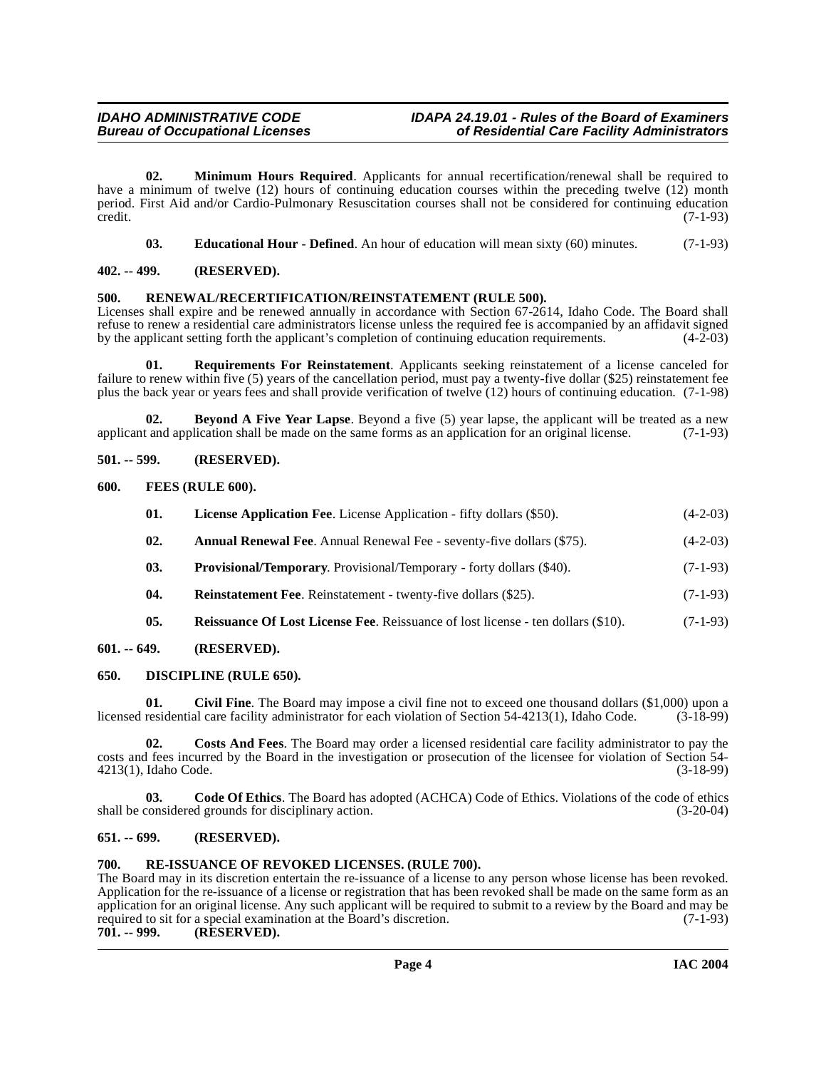**02. Minimum Hours Required**. Applicants for annual recertification/renewal shall be required to have a minimum of twelve (12) hours of continuing education courses within the preceding twelve (12) month period. First Aid and/or Cardio-Pulmonary Resuscitation courses shall not be considered for continuing education credit. (7-1-93)

**03. Educational Hour - Defined**. An hour of education will mean sixty (60) minutes. (7-1-93)

**402. -- 499. (RESERVED).**

**500. RENEWAL/RECERTIFICATION/REINSTATEMENT (RULE 500).**

Licenses shall expire and be renewed annually in accordance with Section 67-2614, Idaho Code. The Board shall refuse to renew a residential care administrators license unless the required fee is accompanied by an affidavit signed by the applicant setting forth the applicant's completion of continuing education requirements. (4-2-03)

**01. Requirements For Reinstatement**. Applicants seeking reinstatement of a license canceled for failure to renew within five (5) years of the cancellation period, must pay a twenty-five dollar ($25) reinstatement fee plus the back year or years fees and shall provide verification of twelve (12) hours of continuing education. (7-1-98)

**02. Beyond A Five Year Lapse**. Beyond a five (5) year lapse, the applicant will be treated as a new applicant and application shall be made on the same forms as an application for an original license. (7-1-93)

**501. -- 599. (RESERVED).**

**600. FEES (RULE 600).**

**01. License Application Fee**. License Application - fifty dollars ($50). (4-2-03)

**02. Annual Renewal Fee**. Annual Renewal Fee - seventy-five dollars ($75). (4-2-03)

**03. Provisional/Temporary**. Provisional/Temporary - forty dollars ($40). (7-1-93)

**04. Reinstatement Fee**. Reinstatement - twenty-five dollars ($25). (7-1-93)

**05. Reissuance Of Lost License Fee**. Reissuance of lost license - ten dollars ($10). (7-1-93)

**601. -- 649. (RESERVED).**

**650. DISCIPLINE (RULE 650).**

**01. Civil Fine**. The Board may impose a civil fine not to exceed one thousand dollars ($1,000) upon a licensed residential care facility administrator for each violation of Section 54-4213(1), Idaho Code. (3-18-99)

**02. Costs And Fees**. The Board may order a licensed residential care facility administrator to pay the costs and fees incurred by the Board in the investigation or prosecution of the licensee for violation of Section 54-4213(1), Idaho Code. (3-18-99)

**03. Code Of Ethics**. The Board has adopted (ACHCA) Code of Ethics. Violations of the code of ethics shall be considered grounds for disciplinary action. (3-20-04)

**651. -- 699. (RESERVED).**

**700. RE-ISSUANCE OF REVOKED LICENSES. (RULE 700).**

The Board may in its discretion entertain the re-issuance of a license to any person whose license has been revoked. Application for the re-issuance of a license or registration that has been revoked shall be made on the same form as an application for an original license. Any such applicant will be required to submit to a review by the Board and may be required to sit for a special examination at the Board's discretion. (7-1-93)

**701. -- 999. (RESERVED).**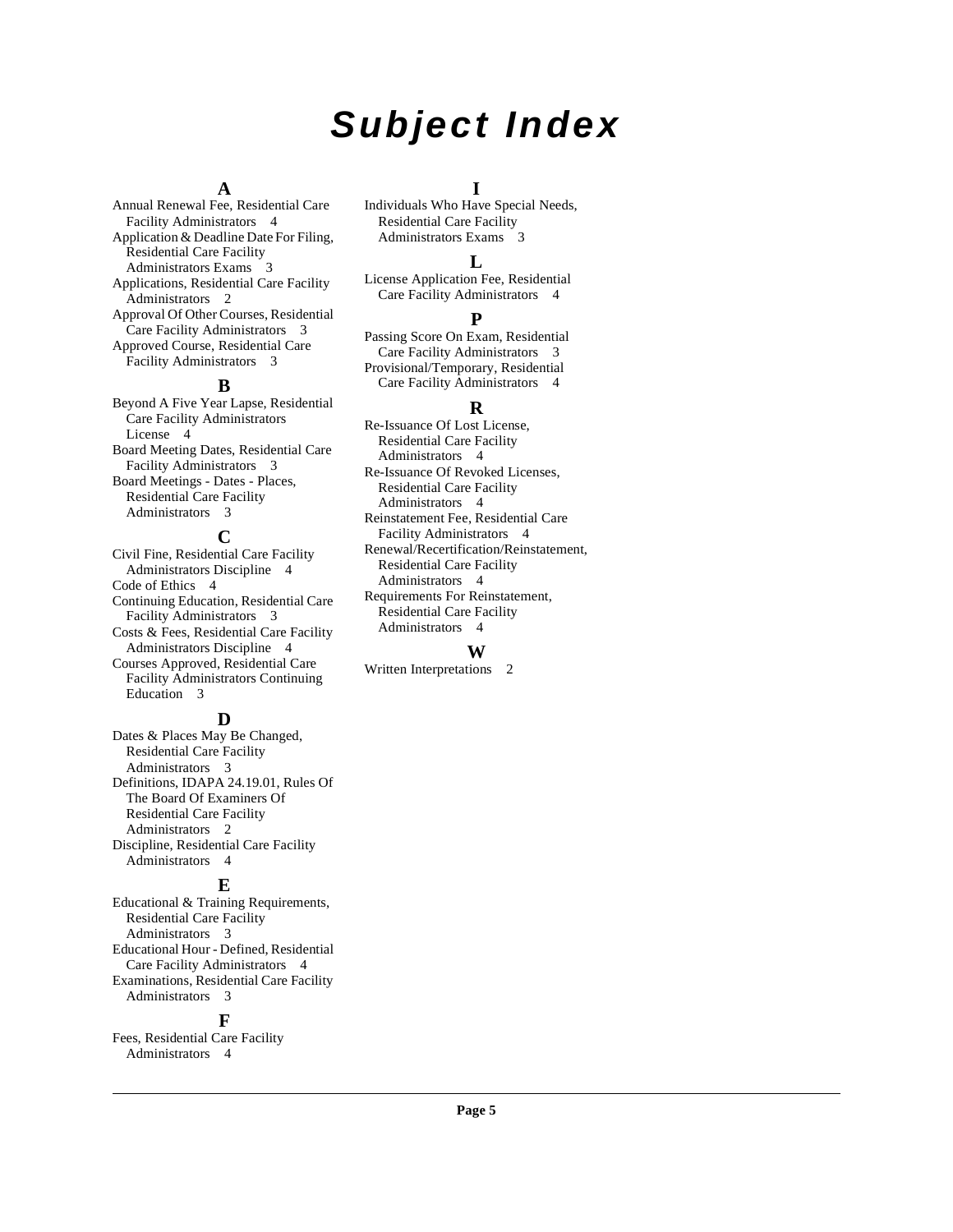# Subject Index

## A

Annual Renewal Fee, Residential Care Facility Administrators 4

Application & Deadline Date For Filing, Residential Care Facility Administrators Exams 3

Applications, Residential Care Facility Administrators 2

Approval Of Other Courses, Residential Care Facility Administrators 3

Approved Course, Residential Care Facility Administrators 3

## B

Beyond A Five Year Lapse, Residential Care Facility Administrators License 4

Board Meeting Dates, Residential Care Facility Administrators 3

Board Meetings - Dates - Places, Residential Care Facility Administrators 3

## C

Civil Fine, Residential Care Facility Administrators Discipline 4

Code of Ethics 4

Continuing Education, Residential Care Facility Administrators 3

Costs & Fees, Residential Care Facility Administrators Discipline 4

Courses Approved, Residential Care Facility Administrators Continuing Education 3

## D

Dates & Places May Be Changed, Residential Care Facility Administrators 3

Definitions, IDAPA 24.19.01, Rules Of The Board Of Examiners Of Residential Care Facility Administrators 2

Discipline, Residential Care Facility Administrators 4

## E

Educational & Training Requirements, Residential Care Facility Administrators 3

Educational Hour - Defined, Residential Care Facility Administrators 4

Examinations, Residential Care Facility Administrators 3

## F

Fees, Residential Care Facility Administrators 4

## I

Individuals Who Have Special Needs, Residential Care Facility Administrators Exams 3

## L

License Application Fee, Residential Care Facility Administrators 4

## P

Passing Score On Exam, Residential Care Facility Administrators 3

Provisional/Temporary, Residential Care Facility Administrators 4

## R

Re-Issuance Of Lost License, Residential Care Facility Administrators 4

Re-Issuance Of Revoked Licenses, Residential Care Facility Administrators 4

Reinstatement Fee, Residential Care Facility Administrators 4

Renewal/Recertification/Reinstatement, Residential Care Facility Administrators 4

Requirements For Reinstatement, Residential Care Facility Administrators 4

## W

Written Interpretations 2